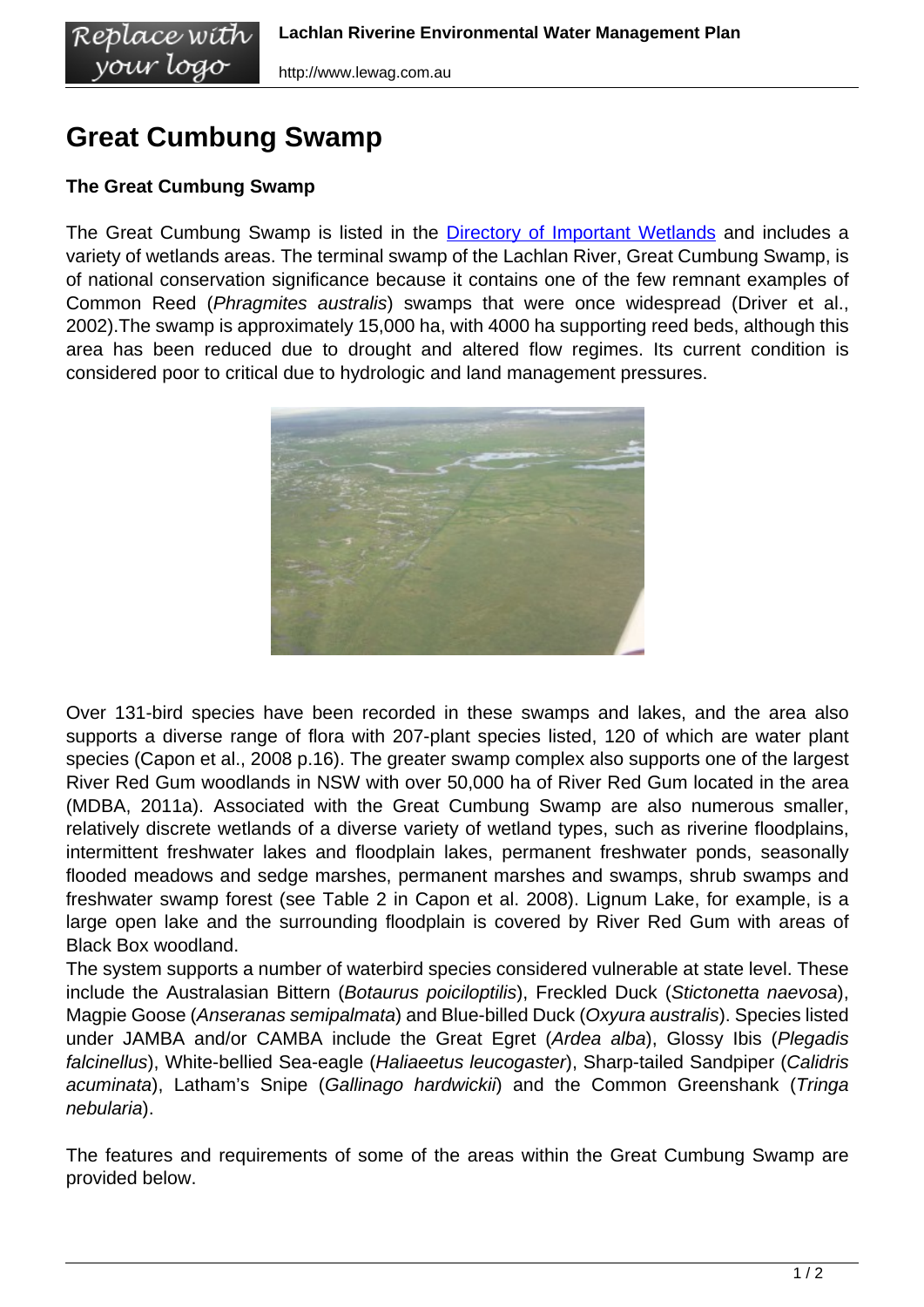# Great Cumbung Swamp

**The Great Cumbung Swamp**

The Great Cumbung Swamp is listed in the [Directory of Important Wetlands] and includes a variety of wetlands areas. The terminal swamp of the Lachlan River, Great Cumbung Swamp, is of national conservation significance because it contains one of the few remnant examples of Common Reed (*Phragmites australis*) swamps that were once widespread (Driver et al., 2002).The swamp is approximately 15,000 ha, with 4000 ha supporting reed beds, although this area has been reduced due to drought and altered flow regimes. Its current condition is considered poor to critical due to hydrologic and land management pressures.

Over 131-bird species have been recorded in these swamps and lakes, and the area also supports a diverse range of flora with 207-plant species listed, 120 of which are water plant species (Capon et al., 2008 p.16). The greater swamp complex also supports one of the largest River Red Gum woodlands in NSW with over 50,000 ha of River Red Gum located in the area (MDBA, 2011a). Associated with the Great Cumbung Swamp are also numerous smaller, relatively discrete wetlands of a diverse variety of wetland types, such as riverine floodplains, intermittent freshwater lakes and floodplain lakes, permanent freshwater ponds, seasonally flooded meadows and sedge marshes, permanent marshes and swamps, shrub swamps and freshwater swamp forest (see Table 2 in Capon et al. 2008). Lignum Lake, for example, is a large open lake and the surrounding floodplain is covered by River Red Gum with areas of Black Box woodland.
The system supports a number of waterbird species considered vulnerable at state level. These include the Australasian Bittern (*Botaurus poiciloptilis*), Freckled Duck (*Stictonetta naevosa*), Magpie Goose (*Anseranas semipalmata*) and Blue-billed Duck (*Oxyura australis*). Species listed under JAMBA and/or CAMBA include the Great Egret (*Ardea alba*), Glossy Ibis (*Plegadis falcinellus*), White-bellied Sea-eagle (*Haliaeetus leucogaster*), Sharp-tailed Sandpiper (*Calidris acuminata*), Latham's Snipe (*Gallinago hardwickii*) and the Common Greenshank (*Tringa nebularia*).

The features and requirements of some of the areas within the Great Cumbung Swamp are provided below.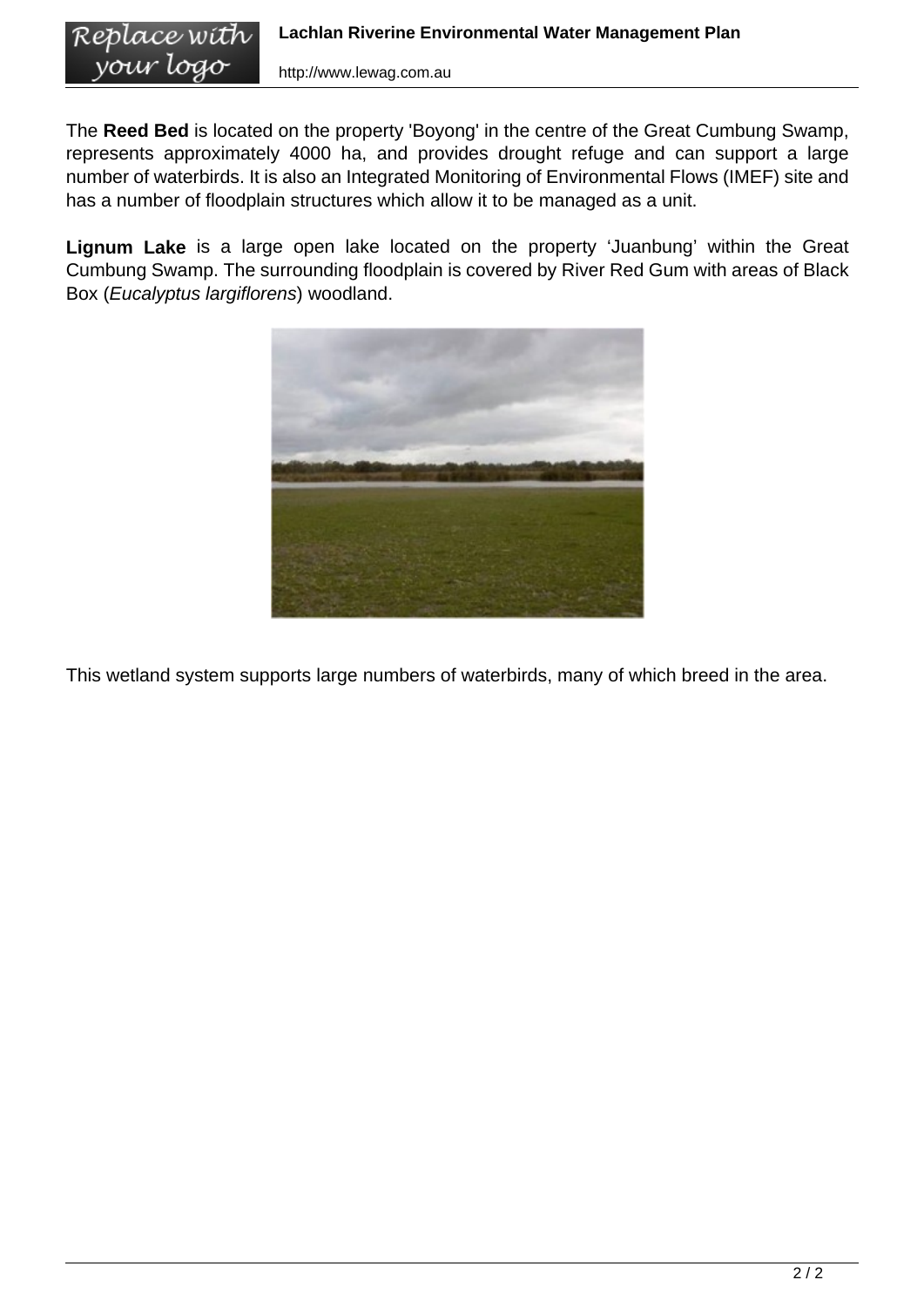The **Reed Bed** is located on the property 'Boyong' in the centre of the Great Cumbung Swamp, represents approximately 4000 ha, and provides drought refuge and can support a large number of waterbirds. It is also an Integrated Monitoring of Environmental Flows (IMEF) site and has a number of floodplain structures which allow it to be managed as a unit.

**Lignum Lake** is a large open lake located on the property 'Juanbung' within the Great Cumbung Swamp. The surrounding floodplain is covered by River Red Gum with areas of Black Box (*Eucalyptus largiflorens*) woodland.

This wetland system supports large numbers of waterbirds, many of which breed in the area.